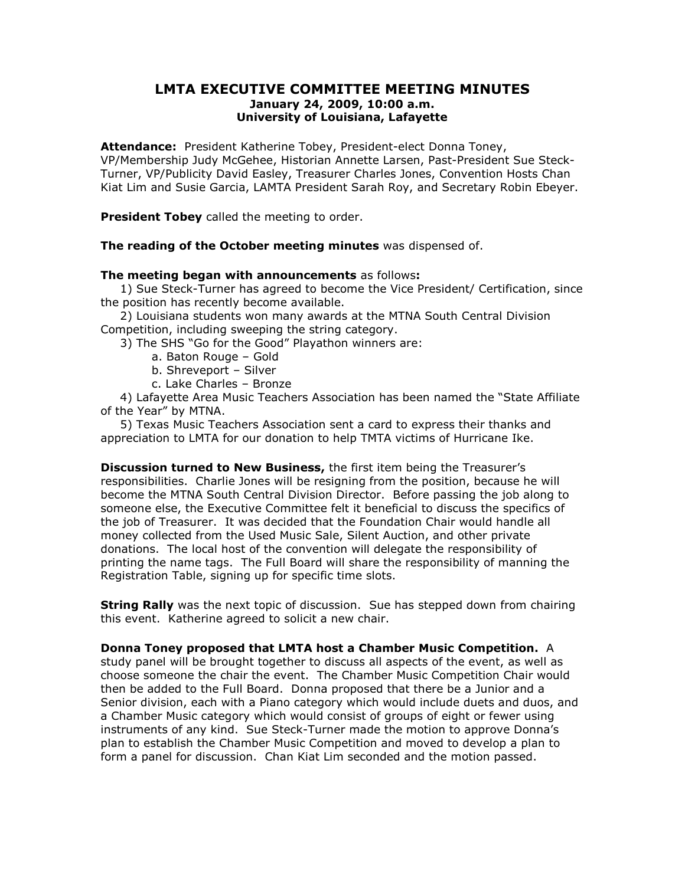# LMTA EXECUTIVE COMMITTEE MEETING MINUTES

**January 24, 2009, 10:00 a.m.**
**University of Louisiana, Lafayette**

**Attendance:** President Katherine Tobey, President-elect Donna Toney, VP/Membership Judy McGehee, Historian Annette Larsen, Past-President Sue Steck-Turner, VP/Publicity David Easley, Treasurer Charles Jones, Convention Hosts Chan Kiat Lim and Susie Garcia, LAMTA President Sarah Roy, and Secretary Robin Ebeyer.

**President Tobey** called the meeting to order.

**The reading of the October meeting minutes** was dispensed of.

**The meeting began with announcements** as follows**:**

1) Sue Steck-Turner has agreed to become the Vice President/ Certification, since the position has recently become available.
2) Louisiana students won many awards at the MTNA South Central Division Competition, including sweeping the string category.
3) The SHS "Go for the Good" Playathon winners are:
   a. Baton Rouge – Gold
   b. Shreveport – Silver
   c. Lake Charles – Bronze
4) Lafayette Area Music Teachers Association has been named the "State Affiliate of the Year" by MTNA.
5) Texas Music Teachers Association sent a card to express their thanks and appreciation to LMTA for our donation to help TMTA victims of Hurricane Ike.

**Discussion turned to New Business,** the first item being the Treasurer's responsibilities. Charlie Jones will be resigning from the position, because he will become the MTNA South Central Division Director. Before passing the job along to someone else, the Executive Committee felt it beneficial to discuss the specifics of the job of Treasurer. It was decided that the Foundation Chair would handle all money collected from the Used Music Sale, Silent Auction, and other private donations. The local host of the convention will delegate the responsibility of printing the name tags. The Full Board will share the responsibility of manning the Registration Table, signing up for specific time slots.

**String Rally** was the next topic of discussion. Sue has stepped down from chairing this event. Katherine agreed to solicit a new chair.

**Donna Toney proposed that LMTA host a Chamber Music Competition.** A study panel will be brought together to discuss all aspects of the event, as well as choose someone the chair the event. The Chamber Music Competition Chair would then be added to the Full Board. Donna proposed that there be a Junior and a Senior division, each with a Piano category which would include duets and duos, and a Chamber Music category which would consist of groups of eight or fewer using instruments of any kind. Sue Steck-Turner made the motion to approve Donna's plan to establish the Chamber Music Competition and moved to develop a plan to form a panel for discussion. Chan Kiat Lim seconded and the motion passed.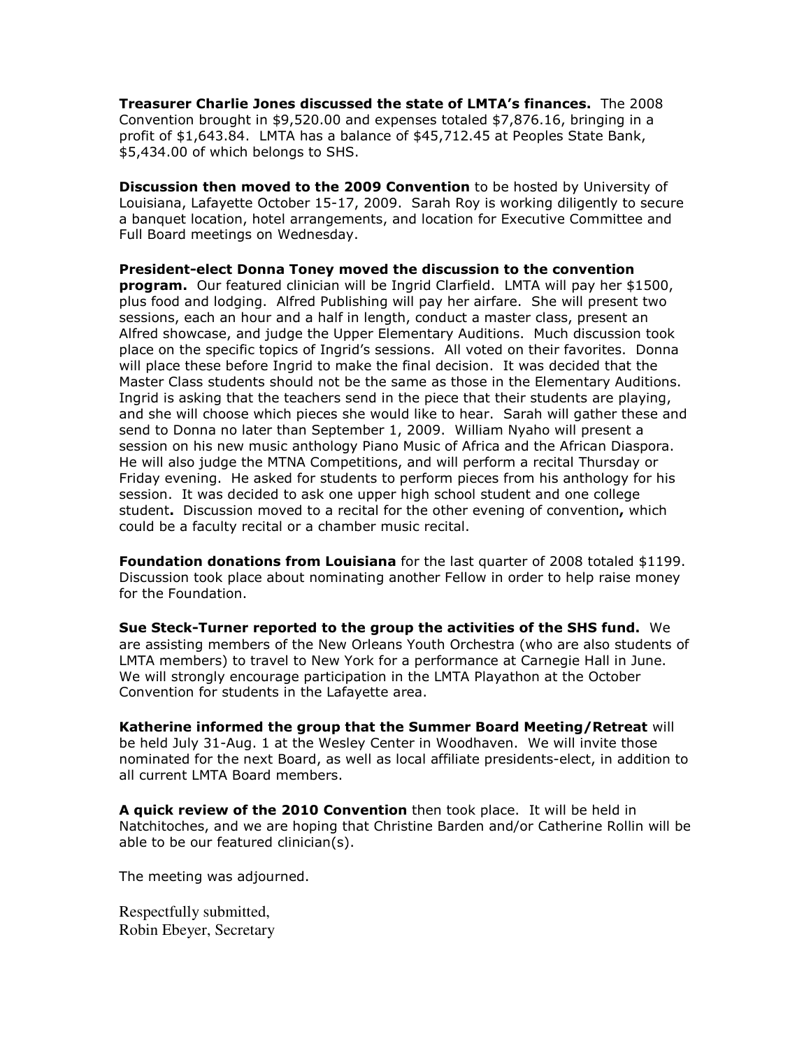**Treasurer Charlie Jones discussed the state of LMTA's finances.** The 2008 Convention brought in $9,520.00 and expenses totaled $7,876.16, bringing in a profit of $1,643.84. LMTA has a balance of $45,712.45 at Peoples State Bank, $5,434.00 of which belongs to SHS.

**Discussion then moved to the 2009 Convention** to be hosted by University of Louisiana, Lafayette October 15-17, 2009. Sarah Roy is working diligently to secure a banquet location, hotel arrangements, and location for Executive Committee and Full Board meetings on Wednesday.

**President-elect Donna Toney moved the discussion to the convention program.** Our featured clinician will be Ingrid Clarfield. LMTA will pay her $1500, plus food and lodging. Alfred Publishing will pay her airfare. She will present two sessions, each an hour and a half in length, conduct a master class, present an Alfred showcase, and judge the Upper Elementary Auditions. Much discussion took place on the specific topics of Ingrid's sessions. All voted on their favorites. Donna will place these before Ingrid to make the final decision. It was decided that the Master Class students should not be the same as those in the Elementary Auditions. Ingrid is asking that the teachers send in the piece that their students are playing, and she will choose which pieces she would like to hear. Sarah will gather these and send to Donna no later than September 1, 2009. William Nyaho will present a session on his new music anthology Piano Music of Africa and the African Diaspora. He will also judge the MTNA Competitions, and will perform a recital Thursday or Friday evening. He asked for students to perform pieces from his anthology for his session. It was decided to ask one upper high school student and one college student**.** Discussion moved to a recital for the other evening of convention**,** which could be a faculty recital or a chamber music recital.

**Foundation donations from Louisiana** for the last quarter of 2008 totaled $1199. Discussion took place about nominating another Fellow in order to help raise money for the Foundation.

**Sue Steck-Turner reported to the group the activities of the SHS fund.** We are assisting members of the New Orleans Youth Orchestra (who are also students of LMTA members) to travel to New York for a performance at Carnegie Hall in June. We will strongly encourage participation in the LMTA Playathon at the October Convention for students in the Lafayette area.

**Katherine informed the group that the Summer Board Meeting/Retreat** will be held July 31-Aug. 1 at the Wesley Center in Woodhaven. We will invite those nominated for the next Board, as well as local affiliate presidents-elect, in addition to all current LMTA Board members.

**A quick review of the 2010 Convention** then took place. It will be held in Natchitoches, and we are hoping that Christine Barden and/or Catherine Rollin will be able to be our featured clinician(s).

The meeting was adjourned.

Respectfully submitted,
Robin Ebeyer, Secretary